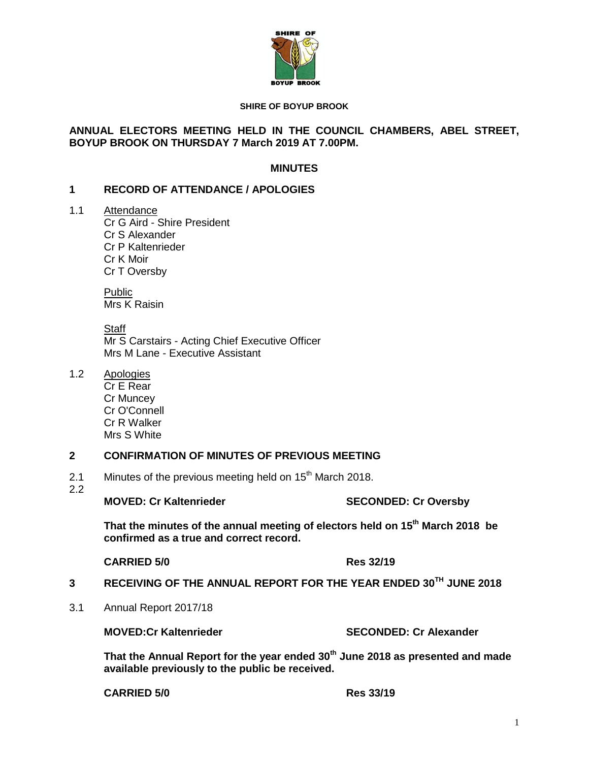**SHIRE OF BOYUP BROOK**

**ANNUAL ELECTORS MEETING HELD IN THE COUNCIL CHAMBERS, ABEL STREET, BOYUP BROOK ON THURSDAY 7 March 2019 AT 7.00PM.**

**MINUTES**

## 1 RECORD OF ATTENDANCE / APOLOGIES

1.1 Attendance

Cr G Aird - Shire President
Cr S Alexander
Cr P Kaltenrieder
Cr K Moir
Cr T Oversby

Public

Mrs K Raisin

Staff

Mr S Carstairs - Acting Chief Executive Officer
Mrs M Lane - Executive Assistant

1.2 Apologies

Cr E Rear
Cr Muncey
Cr O'Connell
Cr R Walker
Mrs S White

## 2 CONFIRMATION OF MINUTES OF PREVIOUS MEETING

2.1 Minutes of the previous meeting held on 15th March 2018.

2.2

**MOVED: Cr Kaltenrieder** **SECONDED: Cr Oversby**

**That the minutes of the annual meeting of electors held on 15th March 2018 be confirmed as a true and correct record.**

**CARRIED 5/0** **Res 32/19**

## 3 RECEIVING OF THE ANNUAL REPORT FOR THE YEAR ENDED 30TH JUNE 2018

3.1 Annual Report 2017/18

**MOVED:Cr Kaltenrieder** **SECONDED: Cr Alexander**

**That the Annual Report for the year ended 30th June 2018 as presented and made available previously to the public be received.**

**CARRIED 5/0** **Res 33/19**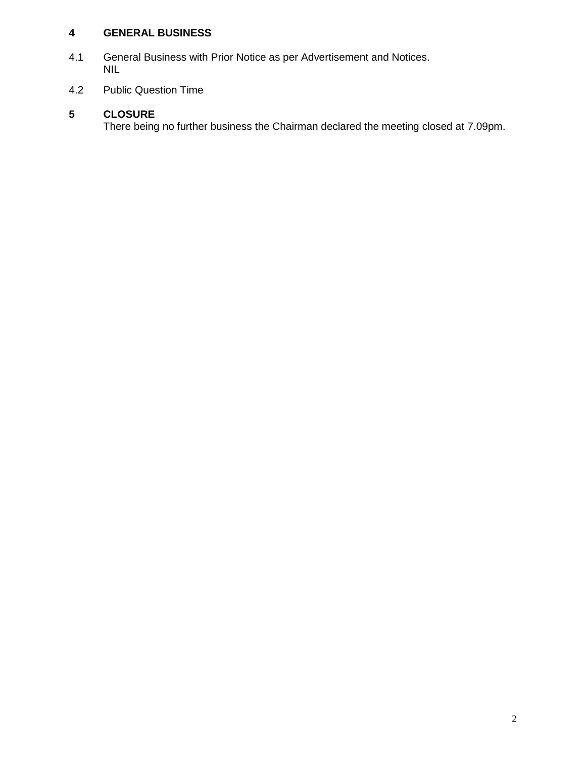## 4 GENERAL BUSINESS

4.1 General Business with Prior Notice as per Advertisement and Notices.
NIL

4.2 Public Question Time

## 5 CLOSURE

There being no further business the Chairman declared the meeting closed at 7.09pm.